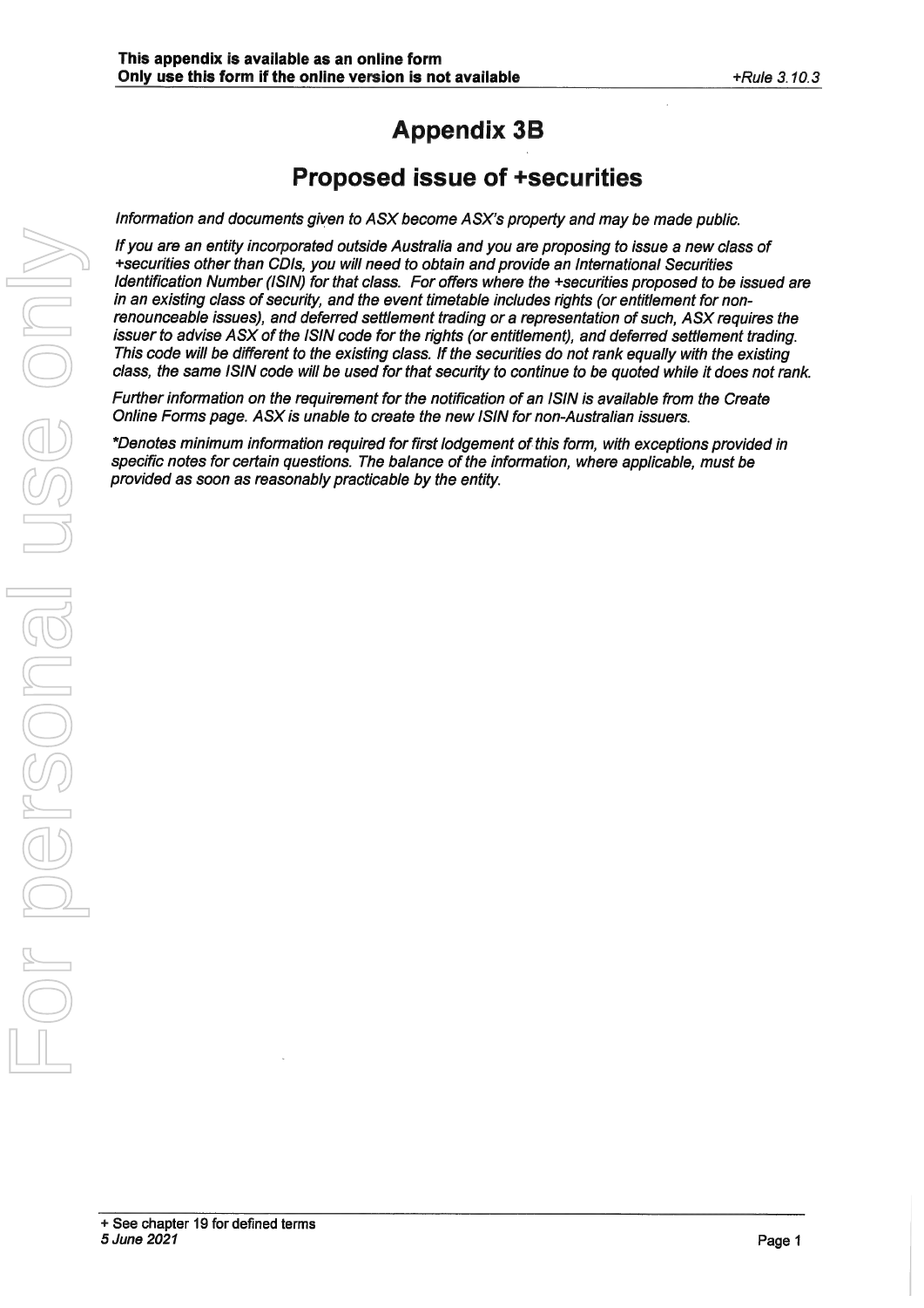**This appendix is available as an online form**
**Only use this form if the online version is not available**

*+Rule 3.10.3*

# Appendix 3B

## Proposed issue of +securities

*Information and documents given to ASX become ASX's property and may be made public.*

*If you are an entity incorporated outside Australia and you are proposing to issue a new class of +securities other than CDIs, you will need to obtain and provide an International Securities Identification Number (ISIN) for that class. For offers where the +securities proposed to be issued are in an existing class of security, and the event timetable includes rights (or entitlement for non-renounceable issues), and deferred settlement trading or a representation of such, ASX requires the issuer to advise ASX of the ISIN code for the rights (or entitlement), and deferred settlement trading. This code will be different to the existing class. If the securities do not rank equally with the existing class, the same ISIN code will be used for that security to continue to be quoted while it does not rank.*

*Further information on the requirement for the notification of an ISIN is available from the Create Online Forms page. ASX is unable to create the new ISIN for non-Australian issuers.*

*\*Denotes minimum information required for first lodgement of this form, with exceptions provided in specific notes for certain questions. The balance of the information, where applicable, must be provided as soon as reasonably practicable by the entity.*

+ See chapter 19 for defined terms
*5 June 2021*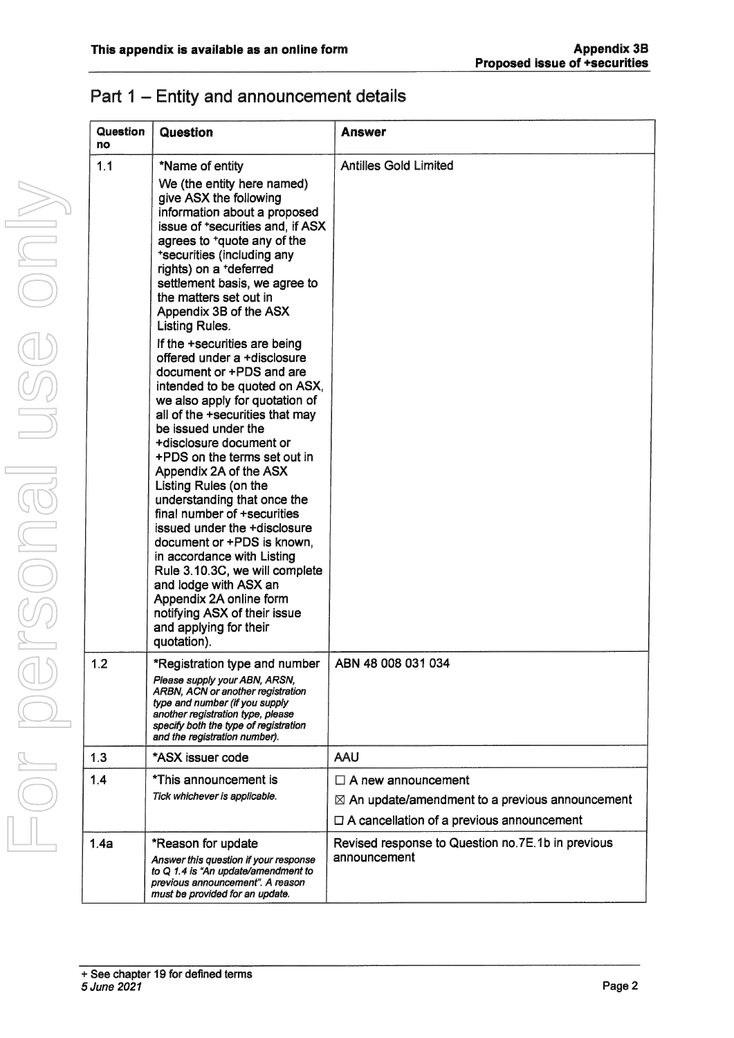## Part 1 – Entity and announcement details

| Question no | Question | Answer |
|---|---|---|
| 1.1 | *Name of entity<br>We (the entity here named) give ASX the following information about a proposed issue of +securities and, if ASX agrees to +quote any of the +securities (including any rights) on a +deferred settlement basis, we agree to the matters set out in Appendix 3B of the ASX Listing Rules.<br>If the +securities are being offered under a +disclosure document or +PDS and are intended to be quoted on ASX, we also apply for quotation of all of the +securities that may be issued under the +disclosure document or +PDS on the terms set out in Appendix 2A of the ASX Listing Rules (on the understanding that once the final number of +securities issued under the +disclosure document or +PDS is known, in accordance with Listing Rule 3.10.3C, we will complete and lodge with ASX an Appendix 2A online form notifying ASX of their issue and applying for their quotation). | Antilles Gold Limited |
| 1.2 | *Registration type and number<br>*Please supply your ABN, ARSN, ARBN, ACN or another registration type and number (if you supply another registration type, please specify both the type of registration and the registration number).* | ABN 48 008 031 034 |
| 1.3 | *ASX issuer code | AAU |
| 1.4 | *This announcement is<br>*Tick whichever is applicable.* | ☐ A new announcement<br>☒ An update/amendment to a previous announcement<br>☐ A cancellation of a previous announcement |
| 1.4a | *Reason for update<br>*Answer this question if your response to Q 1.4 is "An update/amendment to previous announcement". A reason must be provided for an update.* | Revised response to Question no.7E.1b in previous announcement |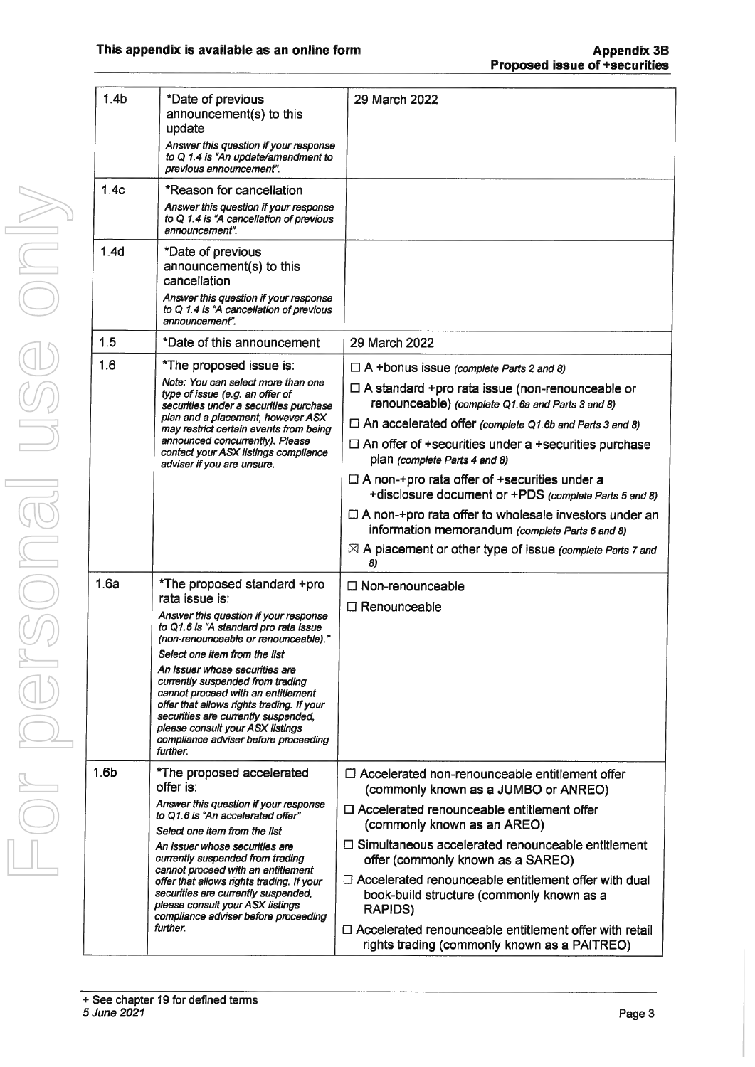| | | |
|---|---|---|
| 1.4b | *Date of previous announcement(s) to this update<br>*Answer this question if your response to Q 1.4 is "An update/amendment to previous announcement".* | 29 March 2022 |
| 1.4c | *Reason for cancellation<br>*Answer this question if your response to Q 1.4 is "A cancellation of previous announcement".* | |
| 1.4d | *Date of previous announcement(s) to this cancellation<br>*Answer this question if your response to Q 1.4 is "A cancellation of previous announcement".* | |
| 1.5 | *Date of this announcement | 29 March 2022 |
| 1.6 | *The proposed issue is:<br>*Note: You can select more than one type of issue (e.g. an offer of securities under a securities purchase plan and a placement, however ASX may restrict certain events from being announced concurrently). Please contact your ASX listings compliance adviser if you are unsure.* | ☐ A +bonus issue *(complete Parts 2 and 8)*<br>☐ A standard +pro rata issue (non-renounceable or renounceable) *(complete Q1.6a and Parts 3 and 8)*<br>☐ An accelerated offer *(complete Q1.6b and Parts 3 and 8)*<br>☐ An offer of +securities under a +securities purchase plan *(complete Parts 4 and 8)*<br>☐ A non-+pro rata offer of +securities under a +disclosure document or +PDS *(complete Parts 5 and 8)*<br>☐ A non-+pro rata offer to wholesale investors under an information memorandum *(complete Parts 6 and 8)*<br>☒ A placement or other type of issue *(complete Parts 7 and 8)* |
| 1.6a | *The proposed standard +pro rata issue is:<br>*Answer this question if your response to Q1.6 is "A standard pro rata issue (non-renounceable or renounceable)."*<br>*Select one item from the list*<br>*An issuer whose securities are currently suspended from trading cannot proceed with an entitlement offer that allows rights trading. If your securities are currently suspended, please consult your ASX listings compliance adviser before proceeding further.* | ☐ Non-renounceable<br>☐ Renounceable |
| 1.6b | *The proposed accelerated offer is:<br>*Answer this question if your response to Q1.6 is "An accelerated offer"*<br>*Select one item from the list*<br>*An issuer whose securities are currently suspended from trading cannot proceed with an entitlement offer that allows rights trading. If your securities are currently suspended, please consult your ASX listings compliance adviser before proceeding further.* | ☐ Accelerated non-renounceable entitlement offer (commonly known as a JUMBO or ANREO)<br>☐ Accelerated renounceable entitlement offer (commonly known as an AREO)<br>☐ Simultaneous accelerated renounceable entitlement offer (commonly known as a SAREO)<br>☐ Accelerated renounceable entitlement offer with dual book-build structure (commonly known as a RAPIDS)<br>☐ Accelerated renounceable entitlement offer with retail rights trading (commonly known as a PAITREO) |

+ See chapter 19 for defined terms
*5 June 2021*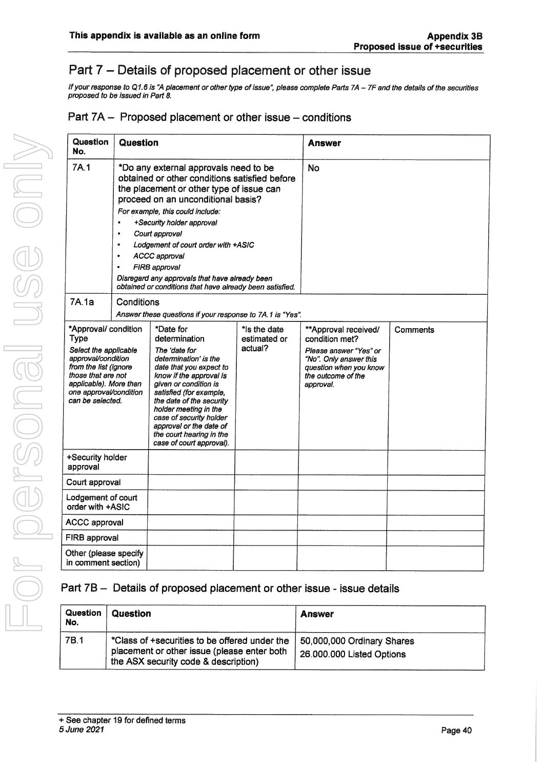## Part 7 – Details of proposed placement or other issue

*If your response to Q1.6 is "A placement or other type of issue", please complete Parts 7A – 7F and the details of the securities proposed to be issued in Part 8.*

### Part 7A – Proposed placement or other issue – conditions

| Question No. | Question | Answer |
|---|---|---|
| 7A.1 | *Do any external approvals need to be obtained or other conditions satisfied before the placement or other type of issue can proceed on an unconditional basis?<br>*For example, this could include:*<br>• *+Security holder approval*<br>• *Court approval*<br>• *Lodgement of court order with +ASIC*<br>• *ACCC approval*<br>• *FIRB approval*<br>*Disregard any approvals that have already been obtained or conditions that have already been satisfied.* | No |
| 7A.1a | Conditions<br>*Answer these questions if your response to 7A.1 is "Yes".* | |

| *Approval/ condition Type<br>*Select the applicable approval/condition from the list (ignore those that are not applicable). More than one approval/condition can be selected.* | *Date for determination<br>*The 'date for determination' is the date that you expect to know if the approval is given or condition is satisfied (for example, the date of the security holder meeting in the case of security holder approval or the date of the court hearing in the case of court approval).* | *Is the date estimated or actual? | **Approval received/ condition met?<br>*Please answer "Yes" or "No". Only answer this question when you know the outcome of the approval.* | Comments |
|---|---|---|---|---|
| +Security holder approval | | | | |
| Court approval | | | | |
| Lodgement of court order with +ASIC | | | | |
| ACCC approval | | | | |
| FIRB approval | | | | |
| Other (please specify in comment section) | | | | |

### Part 7B – Details of proposed placement or other issue - issue details

| Question No. | Question | Answer |
|---|---|---|
| 7B.1 | *Class of +securities to be offered under the placement or other issue (please enter both the ASX security code & description) | 50,000,000 Ordinary Shares<br>26.000.000 Listed Options |

+ See chapter 19 for defined terms
5 June 2021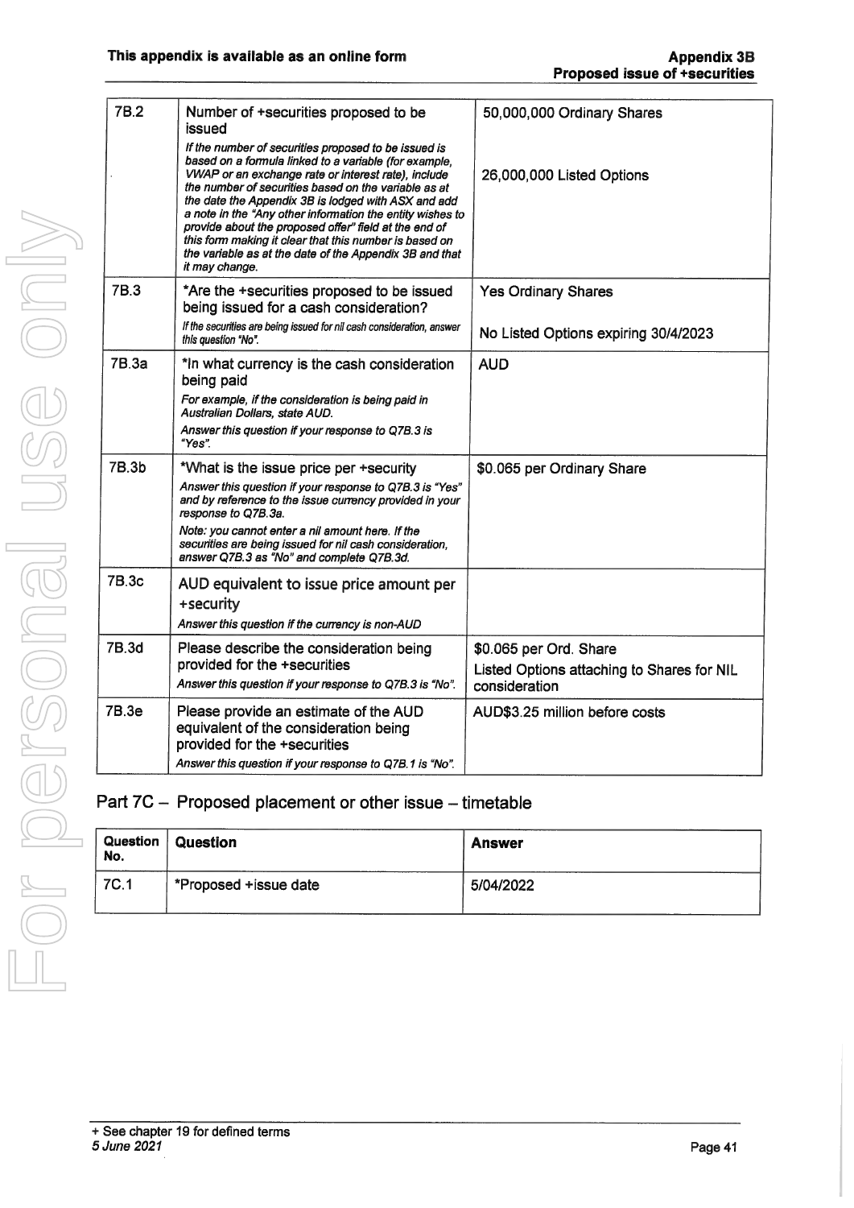| | | |
|---|---|---|
| 7B.2 | Number of +securities proposed to be issued<br>*If the number of securities proposed to be issued is based on a formula linked to a variable (for example, VWAP or an exchange rate or interest rate), include the number of securities based on the variable as at the date the Appendix 3B is lodged with ASX and add a note in the "Any other information the entity wishes to provide about the proposed offer" field at the end of this form making it clear that this number is based on the variable as at the date of the Appendix 3B and that it may change.* | 50,000,000 Ordinary Shares<br><br>26,000,000 Listed Options |
| 7B.3 | *Are the +securities proposed to be issued being issued for a cash consideration?<br>*If the securities are being issued for nil cash consideration, answer this question "No".* | Yes Ordinary Shares<br><br>No Listed Options expiring 30/4/2023 |
| 7B.3a | *In what currency is the cash consideration being paid<br>*For example, if the consideration is being paid in Australian Dollars, state AUD.*<br>*Answer this question if your response to Q7B.3 is "Yes".* | AUD |
| 7B.3b | *What is the issue price per +security<br>*Answer this question if your response to Q7B.3 is "Yes" and by reference to the issue currency provided in your response to Q7B.3a.*<br>*Note: you cannot enter a nil amount here. If the securities are being issued for nil cash consideration, answer Q7B.3 as "No" and complete Q7B.3d.* | \$0.065 per Ordinary Share |
| 7B.3c | AUD equivalent to issue price amount per +security<br>*Answer this question if the currency is non-AUD* | |
| 7B.3d | Please describe the consideration being provided for the +securities<br>*Answer this question if your response to Q7B.3 is "No".* | \$0.065 per Ord. Share<br>Listed Options attaching to Shares for NIL consideration |
| 7B.3e | Please provide an estimate of the AUD equivalent of the consideration being provided for the +securities<br>*Answer this question if your response to Q7B.1 is "No".* | AUD\$3.25 million before costs |

## Part 7C – Proposed placement or other issue – timetable

| Question No. | Question | Answer |
|---|---|---|
| 7C.1 | *Proposed +issue date | 5/04/2022 |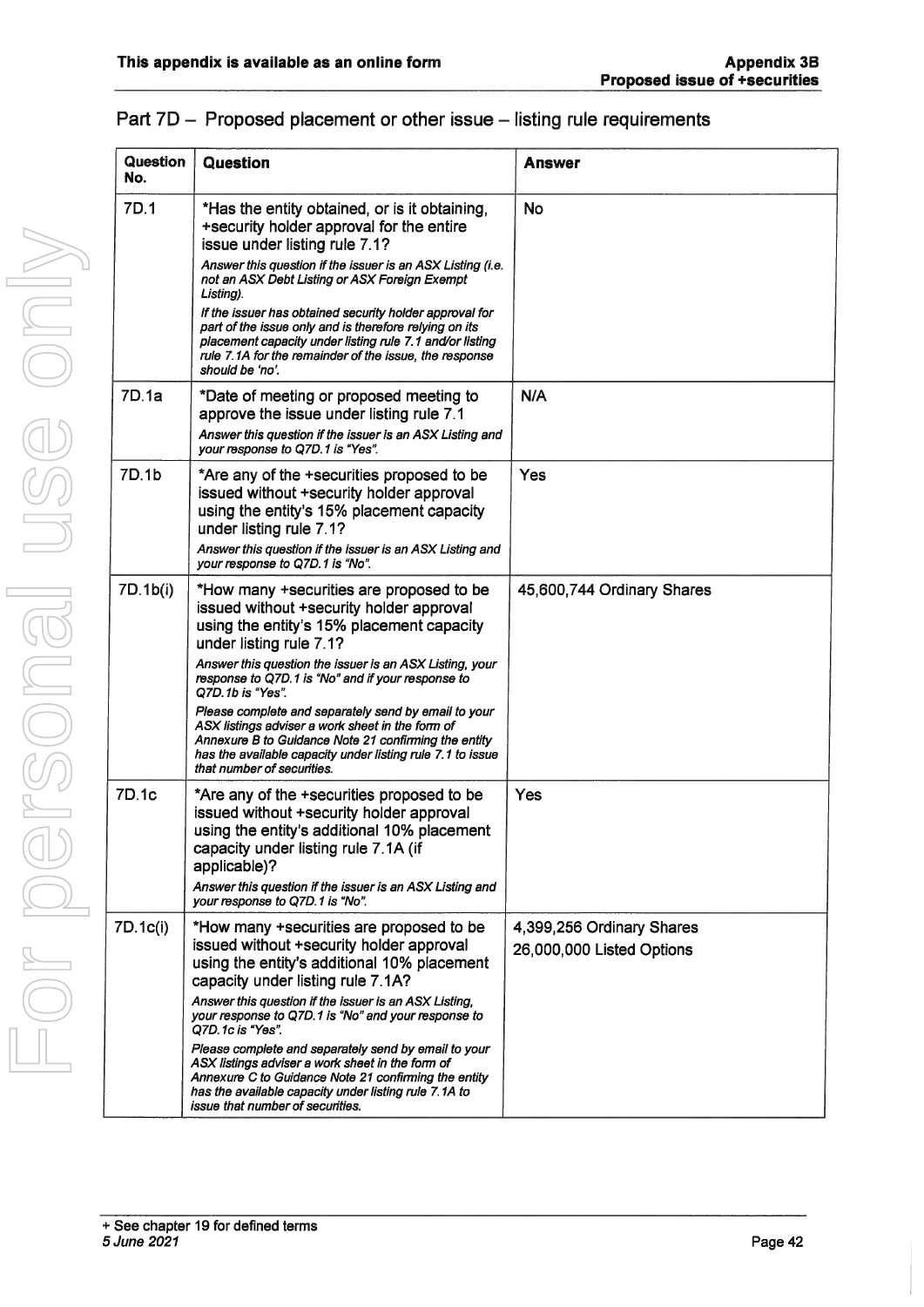## Part 7D – Proposed placement or other issue – listing rule requirements

| Question No. | Question | Answer |
|---|---|---|
| 7D.1 | *Has the entity obtained, or is it obtaining, +security holder approval for the entire issue under listing rule 7.1? <br> *Answer this question if the issuer is an ASX Listing (i.e. not an ASX Debt Listing or ASX Foreign Exempt Listing).* <br> *If the issuer has obtained security holder approval for part of the issue only and is therefore relying on its placement capacity under listing rule 7.1 and/or listing rule 7.1A for the remainder of the issue, the response should be 'no'.* | No |
| 7D.1a | *Date of meeting or proposed meeting to approve the issue under listing rule 7.1 <br> *Answer this question if the issuer is an ASX Listing and your response to Q7D.1 is "Yes".* | N/A |
| 7D.1b | *Are any of the +securities proposed to be issued without +security holder approval using the entity's 15% placement capacity under listing rule 7.1? <br> *Answer this question if the issuer is an ASX Listing and your response to Q7D.1 is "No".* | Yes |
| 7D.1b(i) | *How many +securities are proposed to be issued without +security holder approval using the entity's 15% placement capacity under listing rule 7.1? <br> *Answer this question the issuer is an ASX Listing, your response to Q7D.1 is "No" and if your response to Q7D.1b is "Yes".* <br> *Please complete and separately send by email to your ASX listings adviser a work sheet in the form of Annexure B to Guidance Note 21 confirming the entity has the available capacity under listing rule 7.1 to issue that number of securities.* | 45,600,744 Ordinary Shares |
| 7D.1c | *Are any of the +securities proposed to be issued without +security holder approval using the entity's additional 10% placement capacity under listing rule 7.1A (if applicable)? <br> *Answer this question if the issuer is an ASX Listing and your response to Q7D.1 is "No".* | Yes |
| 7D.1c(i) | *How many +securities are proposed to be issued without +security holder approval using the entity's additional 10% placement capacity under listing rule 7.1A? <br> *Answer this question if the issuer is an ASX Listing, your response to Q7D.1 is "No" and your response to Q7D.1c is "Yes".* <br> *Please complete and separately send by email to your ASX listings adviser a work sheet in the form of Annexure C to Guidance Note 21 confirming the entity has the available capacity under listing rule 7.1A to issue that number of securities.* | 4,399,256 Ordinary Shares <br> 26,000,000 Listed Options |

+ See chapter 19 for defined terms
*5 June 2021*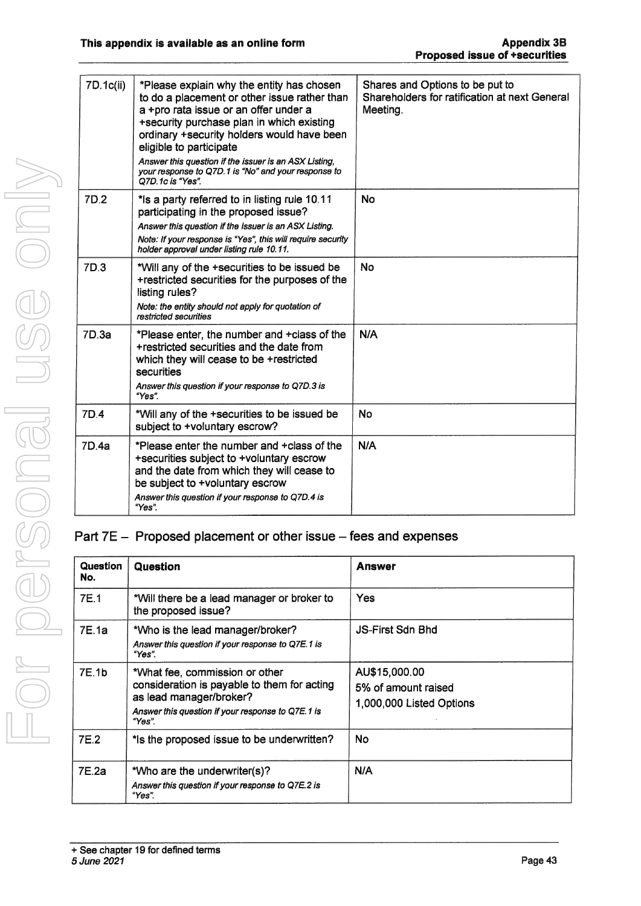| | | |
|---|---|---|
| 7D.1c(ii) | *Please explain why the entity has chosen to do a placement or other issue rather than a +pro rata issue or an offer under a +security purchase plan in which existing ordinary +security holders would have been eligible to participate<br>*Answer this question if the issuer is an ASX Listing, your response to Q7D.1 is "No" and your response to Q7D.1c is "Yes".* | Shares and Options to be put to Shareholders for ratification at next General Meeting. |
| 7D.2 | *Is a party referred to in listing rule 10.11 participating in the proposed issue?<br>*Answer this question if the issuer is an ASX Listing.*<br>*Note: If your response is "Yes", this will require security holder approval under listing rule 10.11.* | No |
| 7D.3 | *Will any of the +securities to be issued be +restricted securities for the purposes of the listing rules?<br>*Note: the entity should not apply for quotation of restricted securities* | No |
| 7D.3a | *Please enter, the number and +class of the +restricted securities and the date from which they will cease to be +restricted securities<br>*Answer this question if your response to Q7D.3 is "Yes".* | N/A |
| 7D.4 | *Will any of the +securities to be issued be subject to +voluntary escrow? | No |
| 7D.4a | *Please enter the number and +class of the +securities subject to +voluntary escrow and the date from which they will cease to be subject to +voluntary escrow<br>*Answer this question if your response to Q7D.4 is "Yes".* | N/A |

## Part 7E – Proposed placement or other issue – fees and expenses

| Question No. | Question | Answer |
|---|---|---|
| 7E.1 | *Will there be a lead manager or broker to the proposed issue? | Yes |
| 7E.1a | *Who is the lead manager/broker?<br>*Answer this question if your response to Q7E.1 is "Yes".* | JS-First Sdn Bhd |
| 7E.1b | *What fee, commission or other consideration is payable to them for acting as lead manager/broker?<br>*Answer this question if your response to Q7E.1 is "Yes".* | AU$15,000.00<br>5% of amount raised<br>1,000,000 Listed Options |
| 7E.2 | *Is the proposed issue to be underwritten? | No |
| 7E.2a | *Who are the underwriter(s)?<br>*Answer this question if your response to Q7E.2 is "Yes".* | N/A |

+ See chapter 19 for defined terms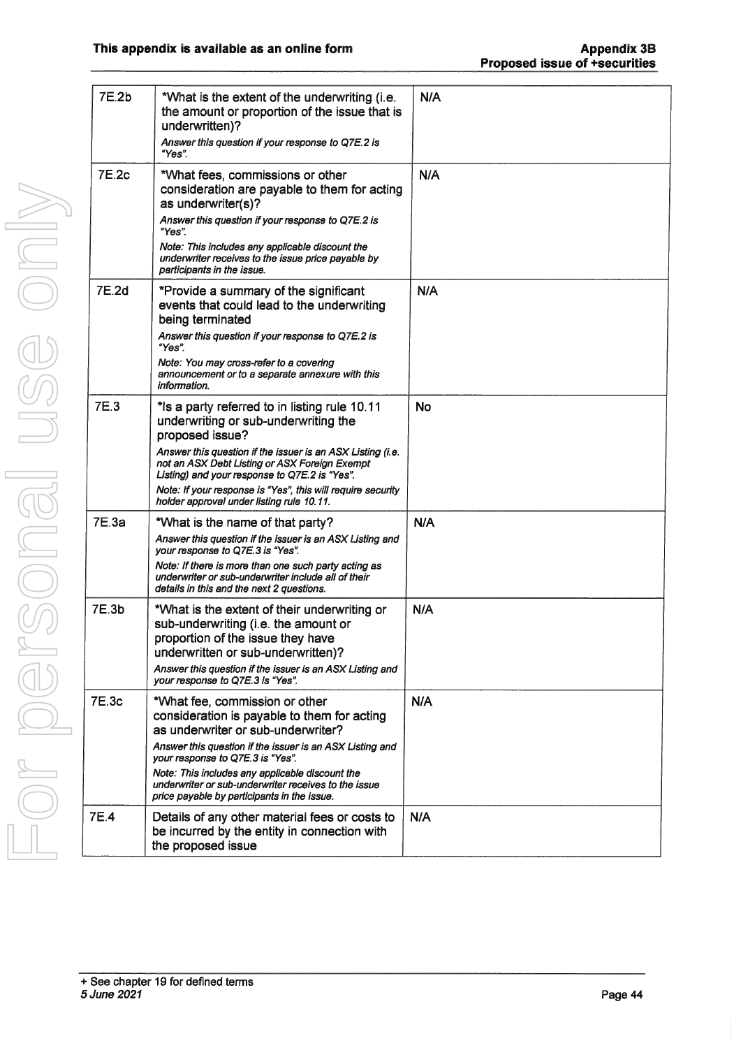| | | |
|---|---|---|
| 7E.2b | *What is the extent of the underwriting (i.e. the amount or proportion of the issue that is underwritten)?<br>*Answer this question if your response to Q7E.2 is "Yes".* | N/A |
| 7E.2c | *What fees, commissions or other consideration are payable to them for acting as underwriter(s)?<br>*Answer this question if your response to Q7E.2 is "Yes".*<br>*Note: This includes any applicable discount the underwriter receives to the issue price payable by participants in the issue.* | N/A |
| 7E.2d | *Provide a summary of the significant events that could lead to the underwriting being terminated<br>*Answer this question if your response to Q7E.2 is "Yes".*<br>*Note: You may cross-refer to a covering announcement or to a separate annexure with this information.* | N/A |
| 7E.3 | *Is a party referred to in listing rule 10.11 underwriting or sub-underwriting the proposed issue?<br>*Answer this question if the issuer is an ASX Listing (i.e. not an ASX Debt Listing or ASX Foreign Exempt Listing) and your response to Q7E.2 is "Yes".*<br>*Note: If your response is "Yes", this will require security holder approval under listing rule 10.11.* | No |
| 7E.3a | *What is the name of that party?<br>*Answer this question if the issuer is an ASX Listing and your response to Q7E.3 is "Yes".*<br>*Note: If there is more than one such party acting as underwriter or sub-underwriter include all of their details in this and the next 2 questions.* | N/A |
| 7E.3b | *What is the extent of their underwriting or sub-underwriting (i.e. the amount or proportion of the issue they have underwritten or sub-underwritten)?<br>*Answer this question if the issuer is an ASX Listing and your response to Q7E.3 is "Yes".* | N/A |
| 7E.3c | *What fee, commission or other consideration is payable to them for acting as underwriter or sub-underwriter?<br>*Answer this question if the issuer is an ASX Listing and your response to Q7E.3 is "Yes".*<br>*Note: This includes any applicable discount the underwriter or sub-underwriter receives to the issue price payable by participants in the issue.* | N/A |
| 7E.4 | Details of any other material fees or costs to be incurred by the entity in connection with the proposed issue | N/A |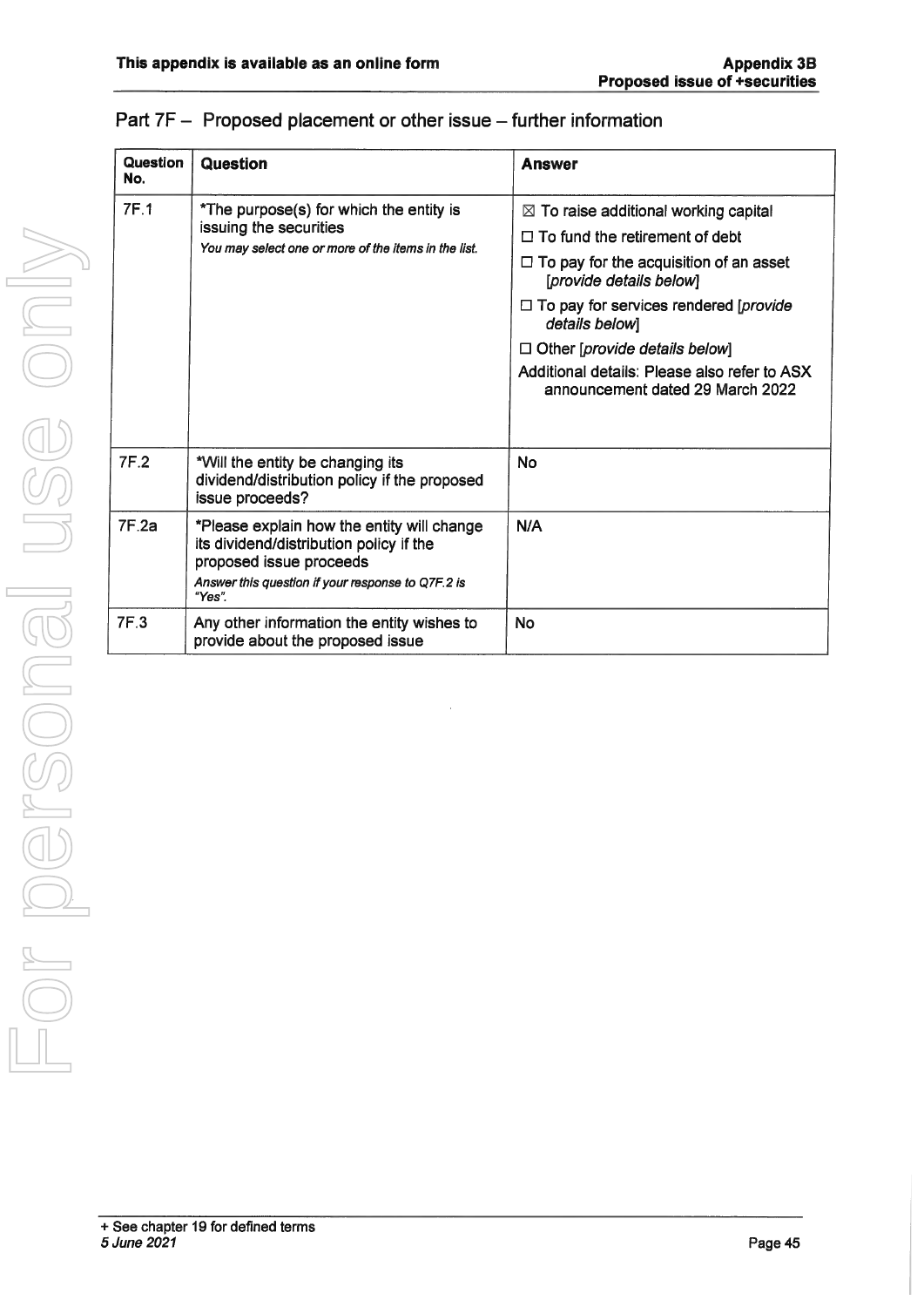## Part 7F – Proposed placement or other issue – further information

| Question No. | Question | Answer |
|---|---|---|
| 7F.1 | *The purpose(s) for which the entity is issuing the securities<br>*You may select one or more of the items in the list.* | ☒ To raise additional working capital<br>☐ To fund the retirement of debt<br>☐ To pay for the acquisition of an asset [*provide details below*]<br>☐ To pay for services rendered [*provide details below*]<br>☐ Other [*provide details below*]<br>Additional details: Please also refer to ASX announcement dated 29 March 2022 |
| 7F.2 | *Will the entity be changing its dividend/distribution policy if the proposed issue proceeds? | No |
| 7F.2a | *Please explain how the entity will change its dividend/distribution policy if the proposed issue proceeds<br>*Answer this question if your response to Q7F.2 is "Yes".* | N/A |
| 7F.3 | Any other information the entity wishes to provide about the proposed issue | No |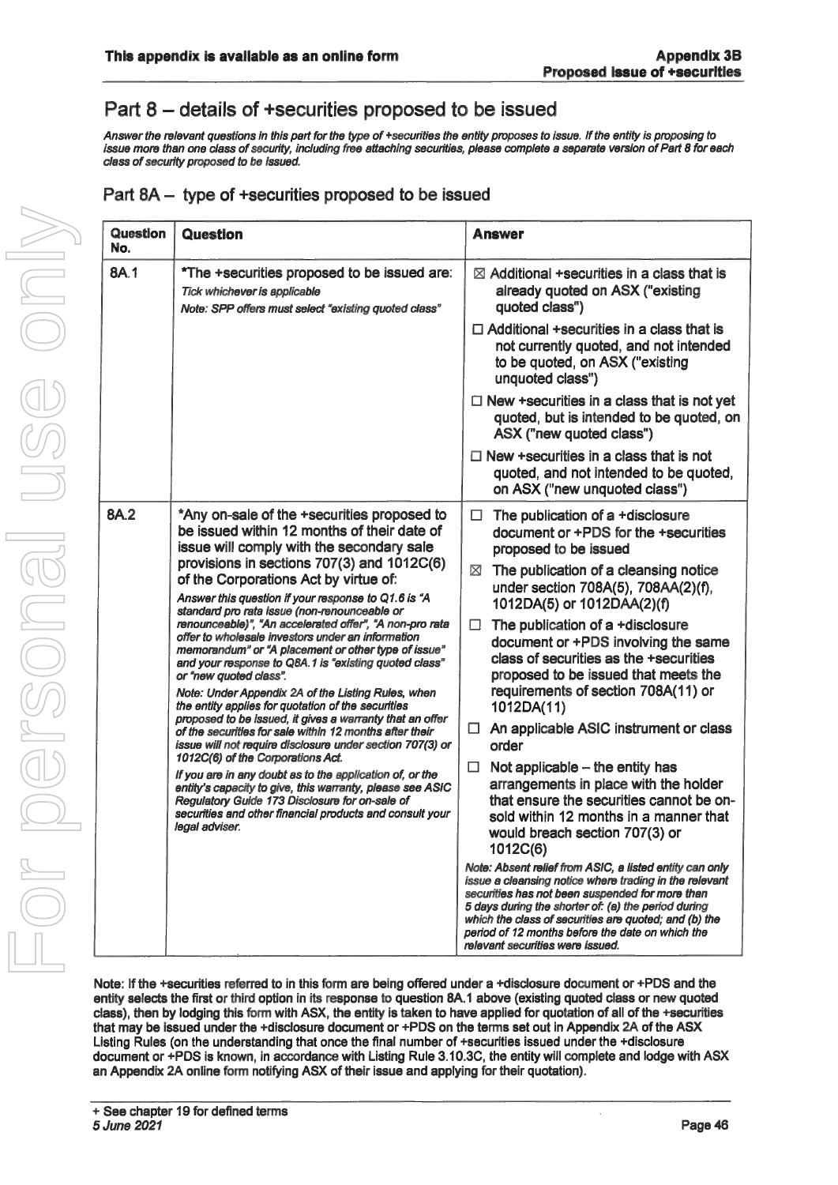# Part 8 – details of +securities proposed to be issued

*Answer the relevant questions in this part for the type of +securities the entity proposes to issue. If the entity is proposing to issue more than one class of security, including free attaching securities, please complete a separate version of Part 8 for each class of security proposed to be issued.*

## Part 8A – type of +securities proposed to be issued

| Question No. | Question | Answer |
|---|---|---|
| 8A.1 | *The +securities proposed to be issued are:<br>*Tick whichever is applicable*<br>*Note: SPP offers must select "existing quoted class"* | ☒ Additional +securities in a class that is already quoted on ASX ("existing quoted class")<br>☐ Additional +securities in a class that is not currently quoted, and not intended to be quoted, on ASX ("existing unquoted class")<br>☐ New +securities in a class that is not yet quoted, but is intended to be quoted, on ASX ("new quoted class")<br>☐ New +securities in a class that is not quoted, and not intended to be quoted, on ASX ("new unquoted class") |
| 8A.2 | *Any on-sale of the +securities proposed to be issued within 12 months of their date of issue will comply with the secondary sale provisions in sections 707(3) and 1012C(6) of the Corporations Act by virtue of:<br>*Answer this question if your response to Q1.6 is "A standard pro rata issue (non-renounceable or renounceable)", "An accelerated offer", "A non-pro rata offer to wholesale investors under an information memorandum" or "A placement or other type of issue" and your response to Q8A.1 is "existing quoted class" or "new quoted class".*<br>*Note: Under Appendix 2A of the Listing Rules, when the entity applies for quotation of the securities proposed to be issued, it gives a warranty that an offer of the securities for sale within 12 months after their issue will not require disclosure under section 707(3) or 1012C(6) of the Corporations Act.*<br>*If you are in any doubt as to the application of, or the entity's capacity to give, this warranty, please see ASIC Regulatory Guide 173 Disclosure for on-sale of securities and other financial products and consult your legal adviser.* | ☐ The publication of a +disclosure document or +PDS for the +securities proposed to be issued<br>☒ The publication of a cleansing notice under section 708A(5), 708AA(2)(f), 1012DA(5) or 1012DAA(2)(f)<br>☐ The publication of a +disclosure document or +PDS involving the same class of securities as the +securities proposed to be issued that meets the requirements of section 708A(11) or 1012DA(11)<br>☐ An applicable ASIC instrument or class order<br>☐ Not applicable – the entity has arrangements in place with the holder that ensure the securities cannot be on-sold within 12 months in a manner that would breach section 707(3) or 1012C(6)<br>*Note: Absent relief from ASIC, a listed entity can only issue a cleansing notice where trading in the relevant securities has not been suspended for more than 5 days during the shorter of: (a) the period during which the class of securities are quoted; and (b) the period of 12 months before the date on which the relevant securities were issued.* |

Note: If the +securities referred to in this form are being offered under a +disclosure document or +PDS and the entity selects the first or third option in its response to question 8A.1 above (existing quoted class or new quoted class), then by lodging this form with ASX, the entity is taken to have applied for quotation of all of the +securities that may be issued under the +disclosure document or +PDS on the terms set out in Appendix 2A of the ASX Listing Rules (on the understanding that once the final number of +securities issued under the +disclosure document or +PDS is known, in accordance with Listing Rule 3.10.3C, the entity will complete and lodge with ASX an Appendix 2A online form notifying ASX of their issue and applying for their quotation).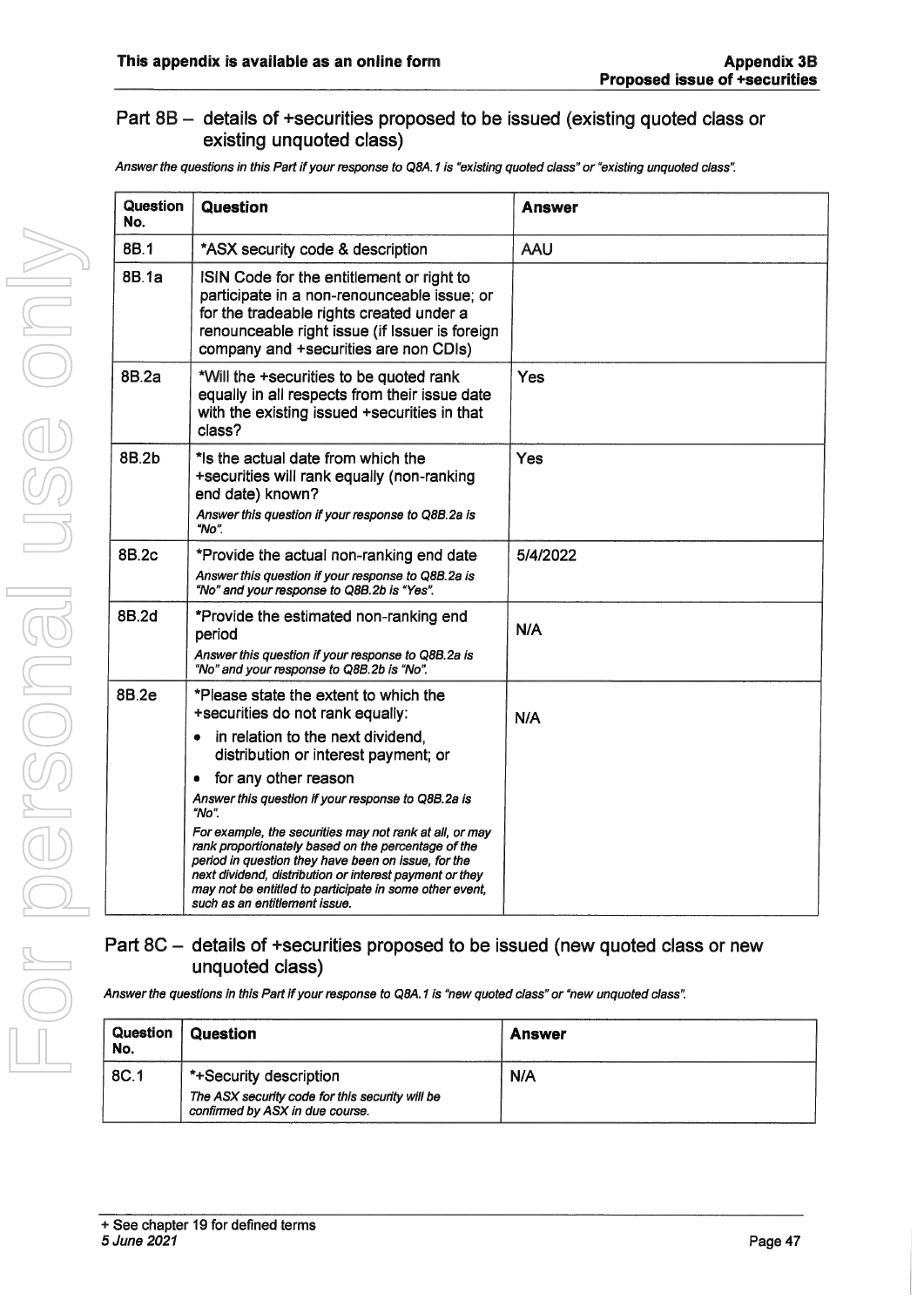## Part 8B – details of +securities proposed to be issued (existing quoted class or existing unquoted class)

*Answer the questions in this Part if your response to Q8A.1 is "existing quoted class" or "existing unquoted class".*

| Question No. | Question | Answer |
|---|---|---|
| 8B.1 | *ASX security code & description | AAU |
| 8B.1a | ISIN Code for the entitlement or right to participate in a non-renounceable issue; or for the tradeable rights created under a renounceable right issue (if Issuer is foreign company and +securities are non CDIs) | |
| 8B.2a | *Will the +securities to be quoted rank equally in all respects from their issue date with the existing issued +securities in that class? | Yes |
| 8B.2b | *Is the actual date from which the +securities will rank equally (non-ranking end date) known?<br>*Answer this question if your response to Q8B.2a is "No".* | Yes |
| 8B.2c | *Provide the actual non-ranking end date<br>*Answer this question if your response to Q8B.2a is "No" and your response to Q8B.2b is "Yes".* | 5/4/2022 |
| 8B.2d | *Provide the estimated non-ranking end period<br>*Answer this question if your response to Q8B.2a is "No" and your response to Q8B.2b is "No".* | N/A |
| 8B.2e | *Please state the extent to which the +securities do not rank equally:<br>• in relation to the next dividend, distribution or interest payment; or<br>• for any other reason<br>*Answer this question if your response to Q8B.2a is "No".*<br>*For example, the securities may not rank at all, or may rank proportionately based on the percentage of the period in question they have been on issue, for the next dividend, distribution or interest payment or they may not be entitled to participate in some other event, such as an entitlement issue.* | N/A |

## Part 8C – details of +securities proposed to be issued (new quoted class or new unquoted class)

*Answer the questions in this Part if your response to Q8A.1 is "new quoted class" or "new unquoted class".*

| Question No. | Question | Answer |
|---|---|---|
| 8C.1 | *+Security description<br>*The ASX security code for this security will be confirmed by ASX in due course.* | N/A |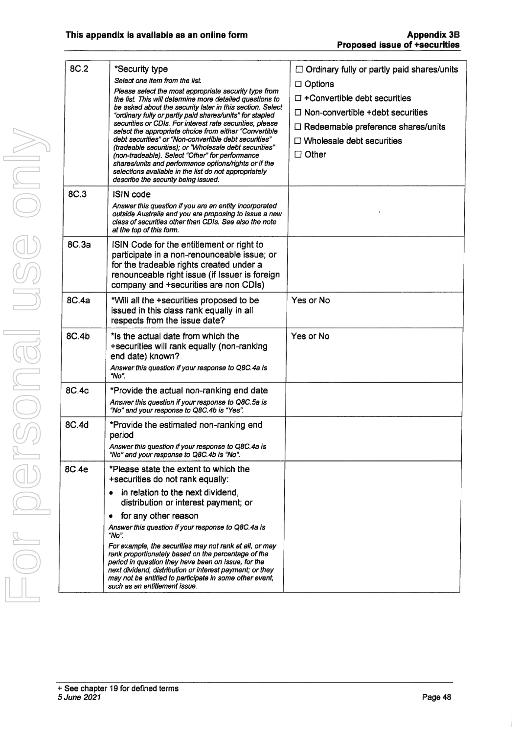| | | |
|---|---|---|
| 8C.2 | *Security type<br>*Select one item from the list.*<br>*Please select the most appropriate security type from the list. This will determine more detailed questions to be asked about the security later in this section. Select "ordinary fully or partly paid shares/units" for stapled securities or CDIs. For interest rate securities, please select the appropriate choice from either "Convertible debt securities" or "Non-convertible debt securities" (tradeable securities); or "Wholesale debt securities" (non-tradeable). Select "Other" for performance shares/units and performance options/rights or if the selections available in the list do not appropriately describe the security being issued.* | ☐ Ordinary fully or partly paid shares/units<br>☐ Options<br>☐ +Convertible debt securities<br>☐ Non-convertible +debt securities<br>☐ Redeemable preference shares/units<br>☐ Wholesale debt securities<br>☐ Other |
| 8C.3 | ISIN code<br>*Answer this question if you are an entity incorporated outside Australia and you are proposing to issue a new class of securities other than CDIs. See also the note at the top of this form.* | |
| 8C.3a | ISIN Code for the entitlement or right to participate in a non-renounceable issue; or for the tradeable rights created under a renounceable right issue (if Issuer is foreign company and +securities are non CDIs) | |
| 8C.4a | *Will all the +securities proposed to be issued in this class rank equally in all respects from the issue date? | Yes or No |
| 8C.4b | *Is the actual date from which the +securities will rank equally (non-ranking end date) known?<br>*Answer this question if your response to Q8C.4a is "No".* | Yes or No |
| 8C.4c | *Provide the actual non-ranking end date<br>*Answer this question if your response to Q8C.5a is "No" and your response to Q8C.4b is "Yes".* | |
| 8C.4d | *Provide the estimated non-ranking end period<br>*Answer this question if your response to Q8C.4a is "No" and your response to Q8C.4b is "No".* | |
| 8C.4e | *Please state the extent to which the +securities do not rank equally:<br>• in relation to the next dividend, distribution or interest payment; or<br>• for any other reason<br>*Answer this question if your response to Q8C.4a is "No".*<br>*For example, the securities may not rank at all, or may rank proportionately based on the percentage of the period in question they have been on issue, for the next dividend, distribution or interest payment; or they may not be entitled to participate in some other event, such as an entitlement issue.* | |

+ See chapter 19 for defined terms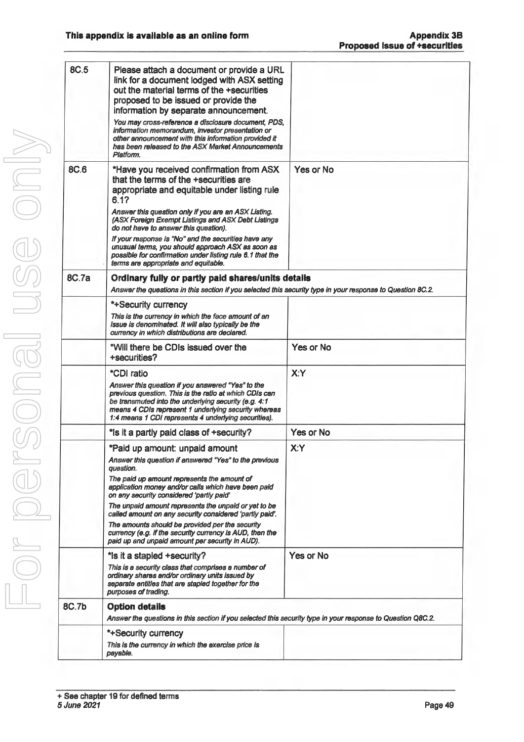| | | |
|---|---|---|
| 8C.5 | Please attach a document or provide a URL link for a document lodged with ASX setting out the material terms of the +securities proposed to be issued or provide the information by separate announcement.<br>*You may cross-reference a disclosure document, PDS, information memorandum, investor presentation or other announcement with this information provided it has been released to the ASX Market Announcements Platform.* | |
| 8C.6 | *Have you received confirmation from ASX that the terms of the +securities are appropriate and equitable under listing rule 6.1?<br>*Answer this question only if you are an ASX Listing. (ASX Foreign Exempt Listings and ASX Debt Listings do not have to answer this question).*<br>*If your response is "No" and the securities have any unusual terms, you should approach ASX as soon as possible for confirmation under listing rule 6.1 that the terms are appropriate and equitable.* | Yes or No |
| 8C.7a | **Ordinary fully or partly paid shares/units details**<br>*Answer the questions in this section if you selected this security type in your response to Question 8C.2.* | |
| | *+Security currency<br>*This is the currency in which the face amount of an issue is denominated. It will also typically be the currency in which distributions are declared.* | |
| | *Will there be CDIs issued over the +securities? | Yes or No |
| | *CDI ratio<br>*Answer this question if you answered "Yes" to the previous question. This is the ratio at which CDIs can be transmuted into the underlying security (e.g. 4:1 means 4 CDIs represent 1 underlying security whereas 1:4 means 1 CDI represents 4 underlying securities).* | X:Y |
| | *Is it a partly paid class of +security? | Yes or No |
| | *Paid up amount: unpaid amount<br>*Answer this question if answered "Yes" to the previous question.*<br>*The paid up amount represents the amount of application money and/or calls which have been paid on any security considered 'partly paid'*<br>*The unpaid amount represents the unpaid or yet to be called amount on any security considered 'partly paid'.*<br>*The amounts should be provided per the security currency (e.g. if the security currency is AUD, then the paid up and unpaid amount per security in AUD).* | X:Y |
| | *Is it a stapled +security?<br>*This is a security class that comprises a number of ordinary shares and/or ordinary units issued by separate entities that are stapled together for the purposes of trading.* | Yes or No |
| 8C.7b | **Option details**<br>*Answer the questions in this section if you selected this security type in your response to Question Q8C.2.* | |
| | *+Security currency<br>*This is the currency in which the exercise price is payable.* | |

+ See chapter 19 for defined terms
5 June 2021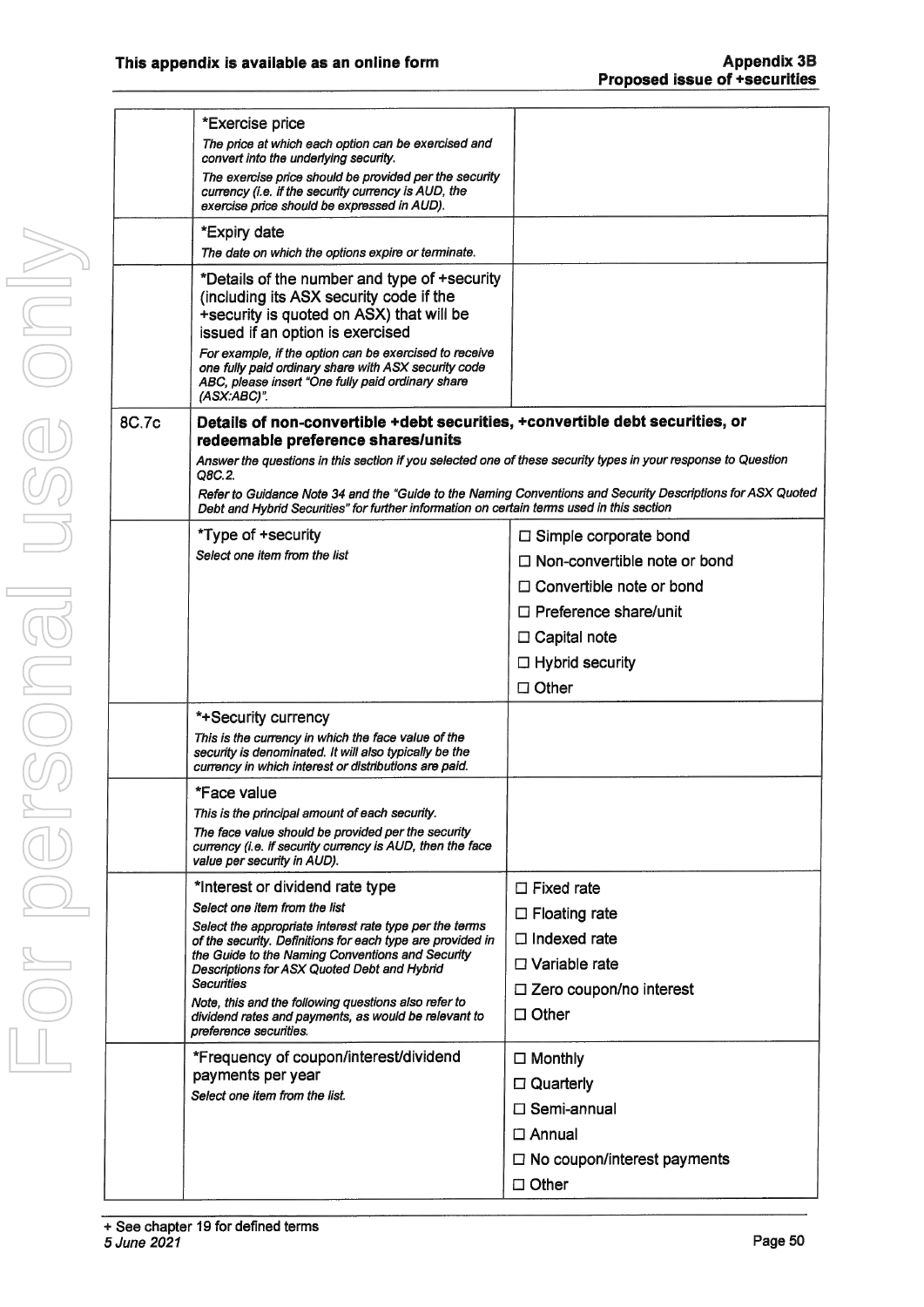| | | |
|---|---|---|
| | *Exercise price<br>*The price at which each option can be exercised and convert into the underlying security.*<br>*The exercise price should be provided per the security currency (i.e. if the security currency is AUD, the exercise price should be expressed in AUD).* | |
| | *Expiry date<br>*The date on which the options expire or terminate.* | |
| | *Details of the number and type of +security (including its ASX security code if the +security is quoted on ASX) that will be issued if an option is exercised<br>*For example, if the option can be exercised to receive one fully paid ordinary share with ASX security code ABC, please insert "One fully paid ordinary share (ASX:ABC)".* | |
| 8C.7c | **Details of non-convertible +debt securities, +convertible debt securities, or redeemable preference shares/units**<br>*Answer the questions in this section if you selected one of these security types in your response to Question Q8C.2.*<br>*Refer to Guidance Note 34 and the "Guide to the Naming Conventions and Security Descriptions for ASX Quoted Debt and Hybrid Securities" for further information on certain terms used in this section* | |
| | *Type of +security<br>*Select one item from the list* | ☐ Simple corporate bond<br>☐ Non-convertible note or bond<br>☐ Convertible note or bond<br>☐ Preference share/unit<br>☐ Capital note<br>☐ Hybrid security<br>☐ Other |
| | *+Security currency<br>*This is the currency in which the face value of the security is denominated. It will also typically be the currency in which interest or distributions are paid.* | |
| | *Face value<br>*This is the principal amount of each security.*<br>*The face value should be provided per the security currency (i.e. if security currency is AUD, then the face value per security in AUD).* | |
| | *Interest or dividend rate type<br>*Select one item from the list*<br>*Select the appropriate interest rate type per the terms of the security. Definitions for each type are provided in the Guide to the Naming Conventions and Security Descriptions for ASX Quoted Debt and Hybrid Securities*<br>*Note, this and the following questions also refer to dividend rates and payments, as would be relevant to preference securities.* | ☐ Fixed rate<br>☐ Floating rate<br>☐ Indexed rate<br>☐ Variable rate<br>☐ Zero coupon/no interest<br>☐ Other |
| | *Frequency of coupon/interest/dividend payments per year<br>*Select one item from the list.* | ☐ Monthly<br>☐ Quarterly<br>☐ Semi-annual<br>☐ Annual<br>☐ No coupon/interest payments<br>☐ Other |

+ See chapter 19 for defined terms
*5 June 2021*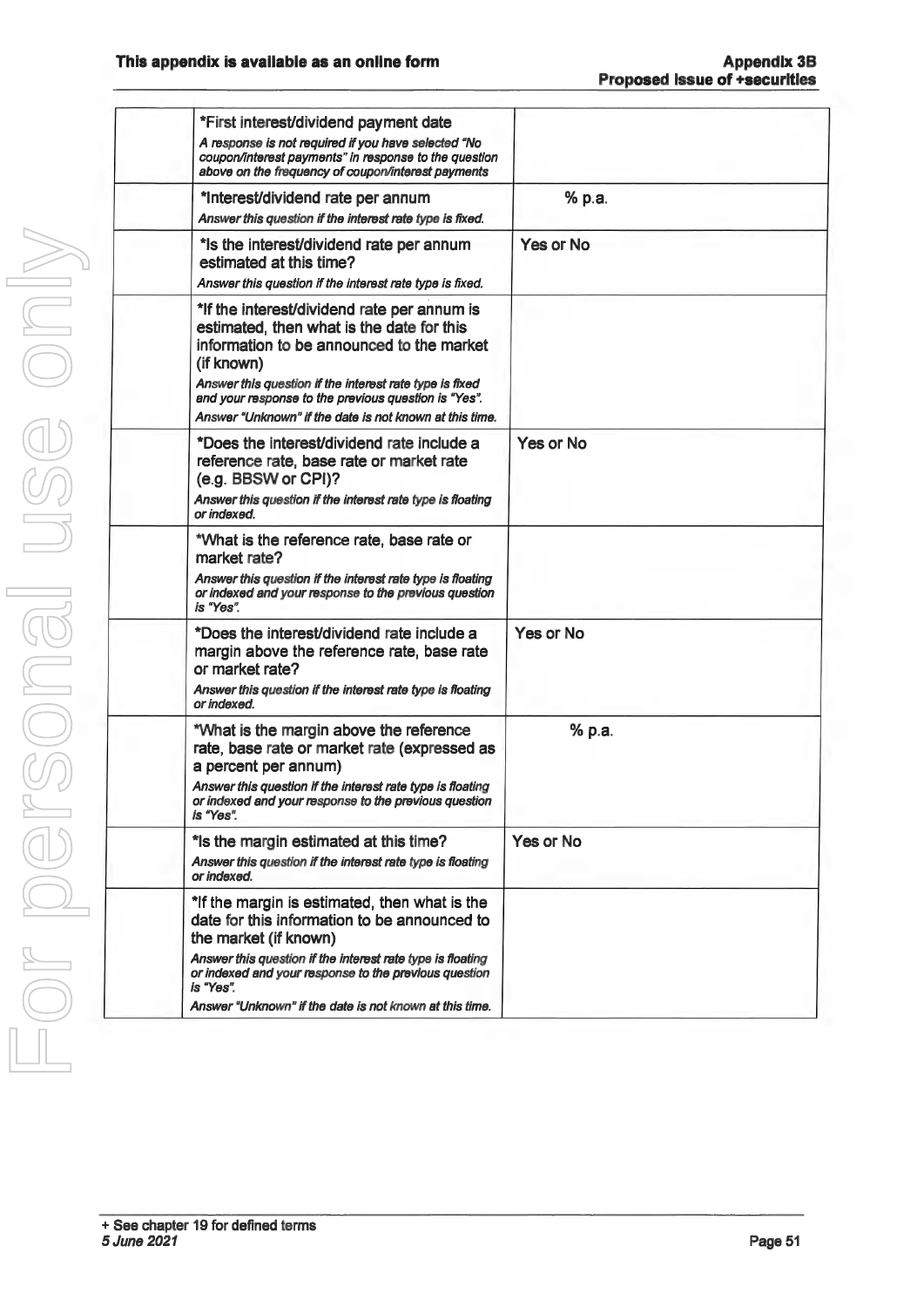| | | |
|---|---|---|
| | \*First interest/dividend payment date<br>*A response is not required if you have selected "No coupon/interest payments" in response to the question above on the frequency of coupon/interest payments* | |
| | \*Interest/dividend rate per annum<br>*Answer this question if the interest rate type is fixed.* | % p.a. |
| | \*Is the interest/dividend rate per annum estimated at this time?<br>*Answer this question if the interest rate type is fixed.* | Yes or No |
| | \*If the interest/dividend rate per annum is estimated, then what is the date for this information to be announced to the market (if known)<br>*Answer this question if the interest rate type is fixed and your response to the previous question is "Yes".*<br>*Answer "Unknown" if the date is not known at this time.* | |
| | \*Does the interest/dividend rate include a reference rate, base rate or market rate (e.g. BBSW or CPI)?<br>*Answer this question if the interest rate type is floating or indexed.* | Yes or No |
| | \*What is the reference rate, base rate or market rate?<br>*Answer this question if the interest rate type is floating or indexed and your response to the previous question is "Yes".* | |
| | \*Does the interest/dividend rate include a margin above the reference rate, base rate or market rate?<br>*Answer this question if the interest rate type is floating or indexed.* | Yes or No |
| | \*What is the margin above the reference rate, base rate or market rate (expressed as a percent per annum)<br>*Answer this question if the interest rate type is floating or indexed and your response to the previous question is "Yes".* | % p.a. |
| | \*Is the margin estimated at this time?<br>*Answer this question if the interest rate type is floating or indexed.* | Yes or No |
| | \*If the margin is estimated, then what is the date for this information to be announced to the market (if known)<br>*Answer this question if the interest rate type is floating or indexed and your response to the previous question is "Yes".*<br>*Answer "Unknown" if the date is not known at this time.* | |

+ See chapter 19 for defined terms
*5 June 2021*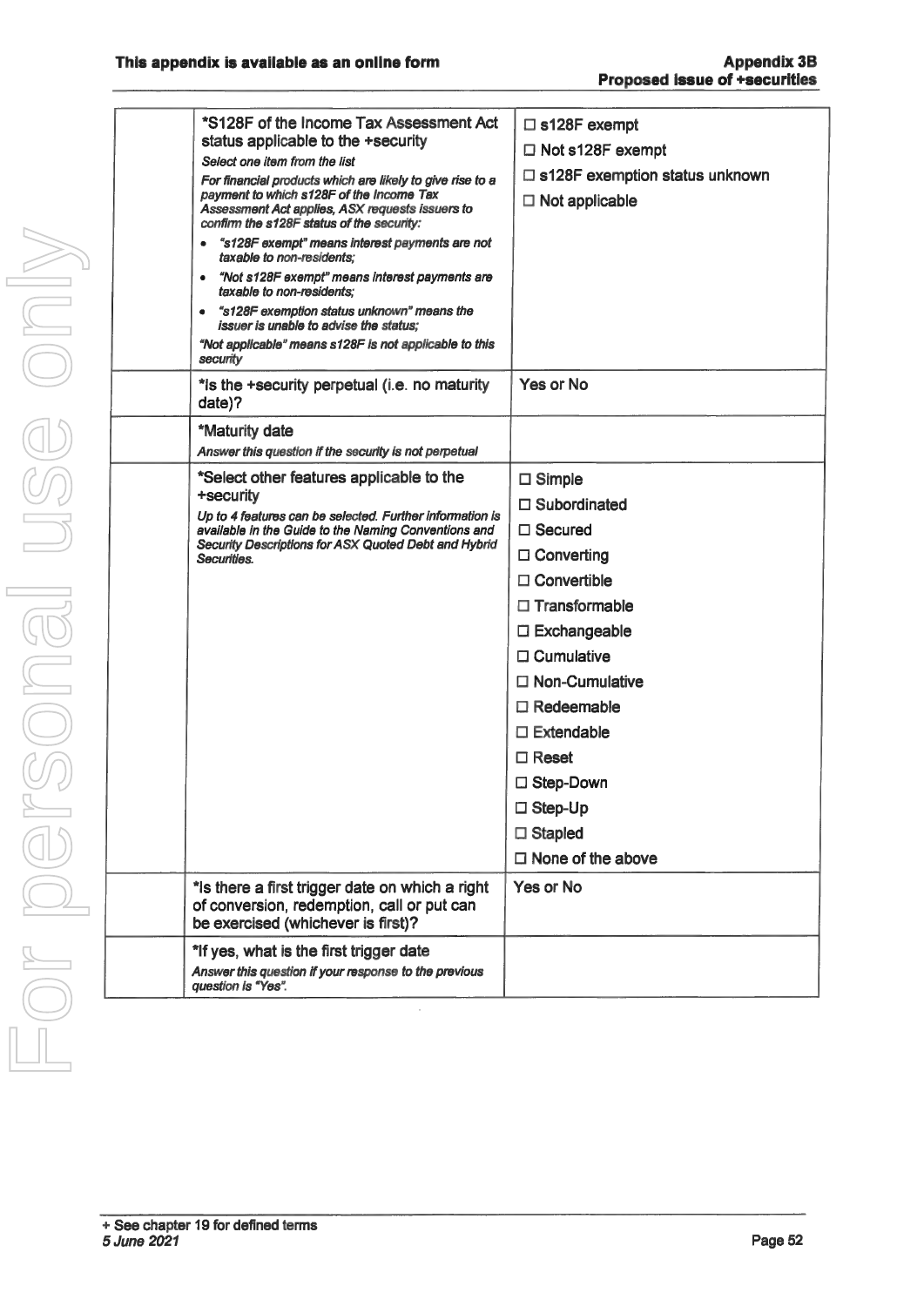| | | |
|---|---|---|
| | *S128F of the Income Tax Assessment Act status applicable to the +security<br>*Select one item from the list*<br>*For financial products which are likely to give rise to a payment to which s128F of the Income Tax Assessment Act applies, ASX requests issuers to confirm the s128F status of the security:*<br>• *"s128F exempt" means interest payments are not taxable to non-residents;*<br>• *"Not s128F exempt" means interest payments are taxable to non-residents;*<br>• *"s128F exemption status unknown" means the issuer is unable to advise the status;*<br>*"Not applicable" means s128F is not applicable to this security* | ☐ s128F exempt<br>☐ Not s128F exempt<br>☐ s128F exemption status unknown<br>☐ Not applicable |
| | *Is the +security perpetual (i.e. no maturity date)? | Yes or No |
| | *Maturity date<br>*Answer this question if the security is not perpetual* | |
| | *Select other features applicable to the +security<br>*Up to 4 features can be selected. Further information is available in the Guide to the Naming Conventions and Security Descriptions for ASX Quoted Debt and Hybrid Securities.* | ☐ Simple<br>☐ Subordinated<br>☐ Secured<br>☐ Converting<br>☐ Convertible<br>☐ Transformable<br>☐ Exchangeable<br>☐ Cumulative<br>☐ Non-Cumulative<br>☐ Redeemable<br>☐ Extendable<br>☐ Reset<br>☐ Step-Down<br>☐ Step-Up<br>☐ Stapled<br>☐ None of the above |
| | *Is there a first trigger date on which a right of conversion, redemption, call or put can be exercised (whichever is first)? | Yes or No |
| | *If yes, what is the first trigger date<br>*Answer this question if your response to the previous question is "Yes".* | |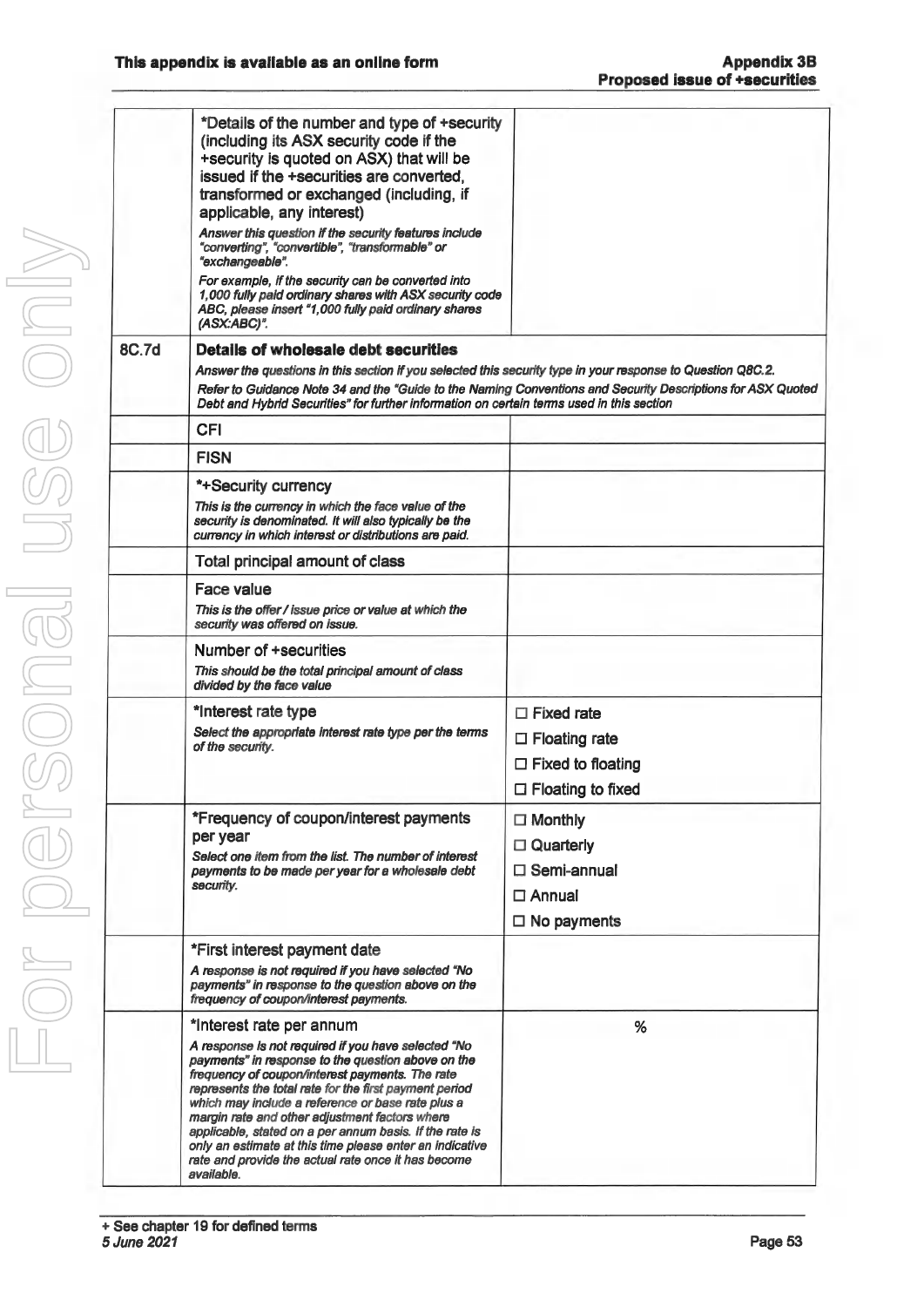| | | |
|---|---|---|
| | *Details of the number and type of +security (including its ASX security code if the +security is quoted on ASX) that will be issued if the +securities are converted, transformed or exchanged (including, if applicable, any interest)<br>*Answer this question if the security features include "converting", "convertible", "transformable" or "exchangeable".*<br>*For example, if the security can be converted into 1,000 fully paid ordinary shares with ASX security code ABC, please insert "1,000 fully paid ordinary shares (ASX:ABC)".* | |
| 8C.7d | **Details of wholesale debt securities**<br>*Answer the questions in this section if you selected this security type in your response to Question Q8C.2.*<br>*Refer to Guidance Note 34 and the "Guide to the Naming Conventions and Security Descriptions for ASX Quoted Debt and Hybrid Securities" for further information on certain terms used in this section* | |
| | CFI | |
| | FISN | |
| | *+Security currency<br>*This is the currency in which the face value of the security is denominated. It will also typically be the currency in which interest or distributions are paid.* | |
| | Total principal amount of class | |
| | Face value<br>*This is the offer / issue price or value at which the security was offered on issue.* | |
| | Number of +securities<br>*This should be the total principal amount of class divided by the face value* | |
| | *Interest rate type<br>*Select the appropriate interest rate type per the terms of the security.* | ☐ Fixed rate<br>☐ Floating rate<br>☐ Fixed to floating<br>☐ Floating to fixed |
| | *Frequency of coupon/interest payments per year<br>*Select one item from the list. The number of interest payments to be made per year for a wholesale debt security.* | ☐ Monthly<br>☐ Quarterly<br>☐ Semi-annual<br>☐ Annual<br>☐ No payments |
| | *First interest payment date<br>*A response is not required if you have selected "No payments" in response to the question above on the frequency of coupon/interest payments.* | |
| | *Interest rate per annum<br>*A response is not required if you have selected "No payments" in response to the question above on the frequency of coupon/interest payments. The rate represents the total rate for the first payment period which may include a reference or base rate plus a margin rate and other adjustment factors where applicable, stated on a per annum basis. If the rate is only an estimate at this time please enter an indicative rate and provide the actual rate once it has become available.* | % |

+ See chapter 19 for defined terms
*5 June 2021*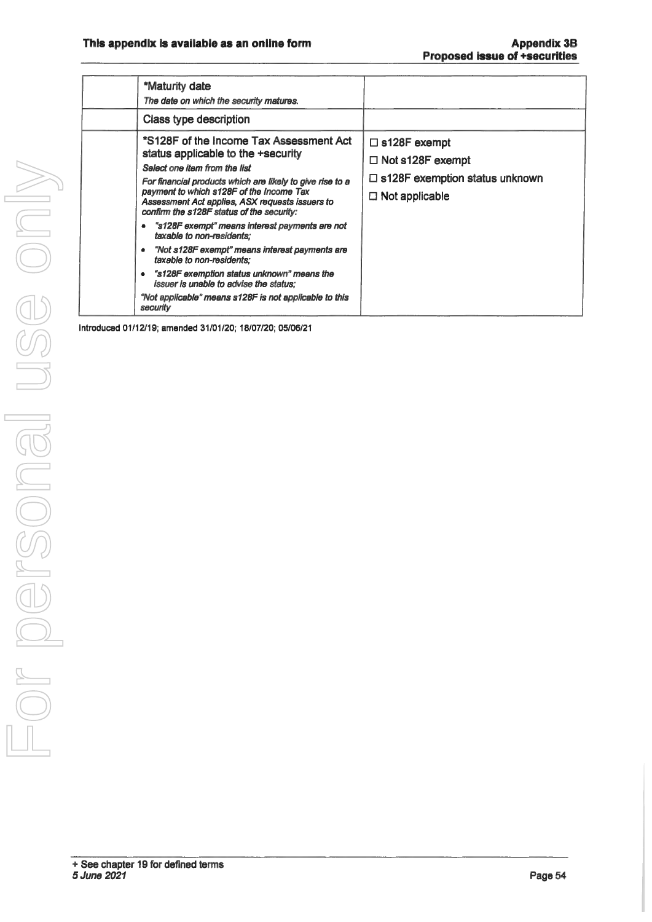| | | |
|---|---|---|
| | *Maturity date<br>*The date on which the security matures.* | |
| | Class type description | |
| | *S128F of the Income Tax Assessment Act status applicable to the +security<br>*Select one item from the list*<br>*For financial products which are likely to give rise to a payment to which s128F of the Income Tax Assessment Act applies, ASX requests issuers to confirm the s128F status of the security:*<br>• *"s128F exempt" means interest payments are not taxable to non-residents;*<br>• *"Not s128F exempt" means interest payments are taxable to non-residents;*<br>• *"s128F exemption status unknown" means the issuer is unable to advise the status;*<br>*"Not applicable" means s128F is not applicable to this security* | ☐ s128F exempt<br>☐ Not s128F exempt<br>☐ s128F exemption status unknown<br>☐ Not applicable |

Introduced 01/12/19; amended 31/01/20; 18/07/20; 05/06/21

+ See chapter 19 for defined terms